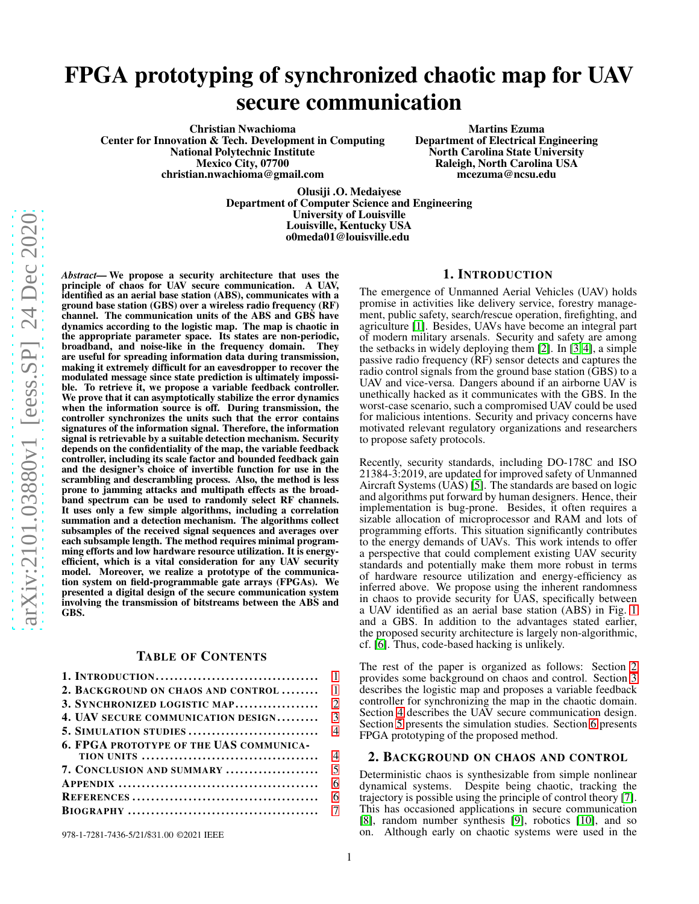# FPGA prototyping of synchronized chaotic map for UAV secure communication

**Christian Nwachioma**
**Center for Innovation & Tech. Development in Computing**
**National Polytechnic Institute**
**Mexico City, 07700**
**christian.nwachioma@gmail.com**

**Martins Ezuma**
**Department of Electrical Engineering**
**North Carolina State University**
**Raleigh, North Carolina USA**
**mcezuma@ncsu.edu**

**Olusiji .O. Medaiyese**
**Department of Computer Science and Engineering**
**University of Louisville**
**Louisville, Kentucky USA**
**o0meda01@louisville.edu**

*Abstract*— **We propose a security architecture that uses the principle of chaos for UAV secure communication. A UAV, identified as an aerial base station (ABS), communicates with a ground base station (GBS) over a wireless radio frequency (RF) channel. The communication units of the ABS and GBS have dynamics according to the logistic map. The map is chaotic in the appropriate parameter space. Its states are non-periodic, broadband, and noise-like in the frequency domain. They are useful for spreading information data during transmission, making it extremely difficult for an eavesdropper to recover the modulated message since state prediction is ultimately impossible. To retrieve it, we propose a variable feedback controller. We prove that it can asymptotically stabilize the error dynamics when the information source is off. During transmission, the controller synchronizes the units such that the error contains signatures of the information signal. Therefore, the information signal is retrievable by a suitable detection mechanism. Security depends on the confidentiality of the map, the variable feedback controller, including its scale factor and bounded feedback gain and the designer's choice of invertible function for use in the scrambling and descrambling process. Also, the method is less prone to jamming attacks and multipath effects as the broadband spectrum can be used to randomly select RF channels. It uses only a few simple algorithms, including a correlation summation and a detection mechanism. The algorithms collect subsamples of the received signal sequences and averages over each subsample length. The method requires minimal programming efforts and low hardware resource utilization. It is energy-efficient, which is a vital consideration for any UAV security model. Moreover, we realize a prototype of the communication system on field-programmable gate arrays (FPGAs). We presented a digital design of the secure communication system involving the transmission of bitstreams between the ABS and GBS.**

## TABLE OF CONTENTS

1. INTRODUCTION .................................. 1
2. BACKGROUND ON CHAOS AND CONTROL ........ 1
3. SYNCHRONIZED LOGISTIC MAP ................. 2
4. UAV SECURE COMMUNICATION DESIGN ......... 3
5. SIMULATION STUDIES ........................... 4
6. FPGA PROTOTYPE OF THE UAS COMMUNICATION UNITS ..................................... 4
7. CONCLUSION AND SUMMARY ................... 5
APPENDIX .......................................... 6
REFERENCES ........................................ 6
BIOGRAPHY ......................................... 7

978-1-7281-7436-5/21/$31.00 ©2021 IEEE

## 1. INTRODUCTION

The emergence of Unmanned Aerial Vehicles (UAV) holds promise in activities like delivery service, forestry management, public safety, search/rescue operation, firefighting, and agriculture [1]. Besides, UAVs have become an integral part of modern military arsenals. Security and safety are among the setbacks in widely deploying them [2]. In [3,4], a simple passive radio frequency (RF) sensor detects and captures the radio control signals from the ground base station (GBS) to a UAV and vice-versa. Dangers abound if an airborne UAV is unethically hacked as it communicates with the GBS. In the worst-case scenario, such a compromised UAV could be used for malicious intentions. Security and privacy concerns have motivated relevant regulatory organizations and researchers to propose safety protocols.

Recently, security standards, including DO-178C and ISO 21384-3:2019, are updated for improved safety of Unmanned Aircraft Systems (UAS) [5]. The standards are based on logic and algorithms put forward by human designers. Hence, their implementation is bug-prone. Besides, it often requires a sizable allocation of microprocessor and RAM and lots of programming efforts. This situation significantly contributes to the energy demands of UAVs. This work intends to offer a perspective that could complement existing UAV security standards and potentially make them more robust in terms of hardware resource utilization and energy-efficiency as inferred above. We propose using the inherent randomness in chaos to provide security for UAS, specifically between a UAV identified as an aerial base station (ABS) in Fig. 1 and a GBS. In addition to the advantages stated earlier, the proposed security architecture is largely non-algorithmic, cf. [6]. Thus, code-based hacking is unlikely.

The rest of the paper is organized as follows: Section 2 provides some background on chaos and control. Section 3 describes the logistic map and proposes a variable feedback controller for synchronizing the map in the chaotic domain. Section 4 describes the UAV secure communication design. Section 5 presents the simulation studies. Section 6 presents FPGA prototyping of the proposed method.

## 2. BACKGROUND ON CHAOS AND CONTROL

Deterministic chaos is synthesizable from simple nonlinear dynamical systems. Despite being chaotic, tracking the trajectory is possible using the principle of control theory [7]. This has occasioned applications in secure communication [8], random number synthesis [9], robotics [10], and so on. Although early on chaotic systems were used in the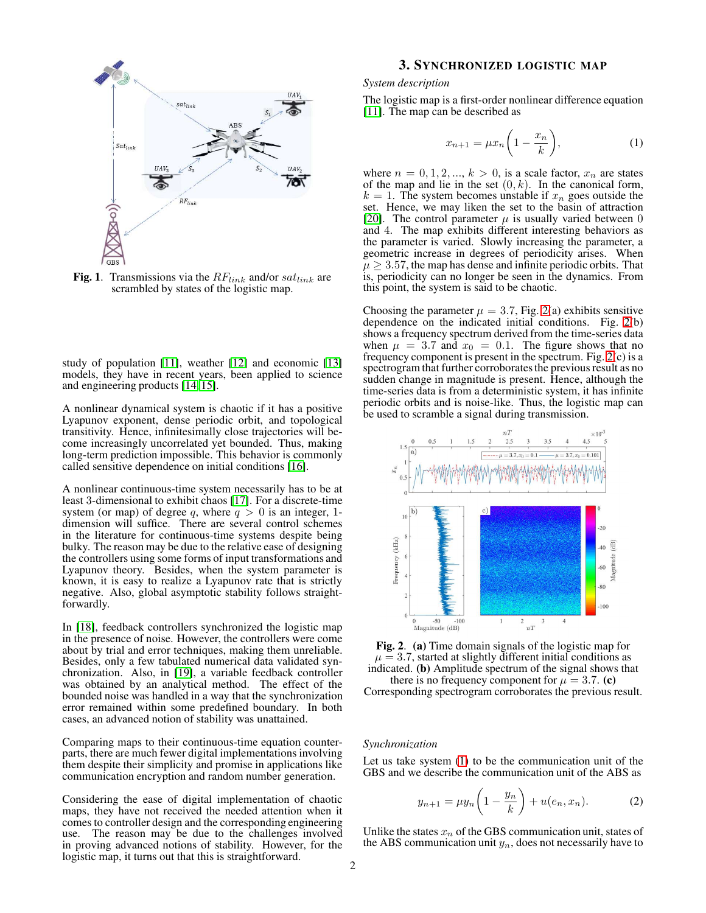Fig. 1. Transmissions via the $RF_{link}$ and/or $sat_{link}$ are scrambled by states of the logistic map.

study of population [11], weather [12] and economic [13] models, they have in recent years, been applied to science and engineering products [14, 15].

A nonlinear dynamical system is chaotic if it has a positive Lyapunov exponent, dense periodic orbit, and topological transitivity. Hence, infinitesimally close trajectories will become increasingly uncorrelated yet bounded. Thus, making long-term prediction impossible. This behavior is commonly called sensitive dependence on initial conditions [16].

A nonlinear continuous-time system necessarily has to be at least 3-dimensional to exhibit chaos [17]. For a discrete-time system (or map) of degree $q$, where $q > 0$ is an integer, 1-dimension will suffice. There are several control schemes in the literature for continuous-time systems despite being bulky. The reason may be due to the relative ease of designing the controllers using some forms of input transformations and Lyapunov theory. Besides, when the system parameter is known, it is easy to realize a Lyapunov rate that is strictly negative. Also, global asymptotic stability follows straightforwardly.

In [18], feedback controllers synchronized the logistic map in the presence of noise. However, the controllers were come about by trial and error techniques, making them unreliable. Besides, only a few tabulated numerical data validated synchronization. Also, in [19], a variable feedback controller was obtained by an analytical method. The effect of the bounded noise was handled in a way that the synchronization error remained within some predefined boundary. In both cases, an advanced notion of stability was unattained.

Comparing maps to their continuous-time equation counterparts, there are much fewer digital implementations involving them despite their simplicity and promise in applications like communication encryption and random number generation.

Considering the ease of digital implementation of chaotic maps, they have not received the needed attention when it comes to controller design and the corresponding engineering use. The reason may be due to the challenges involved in proving advanced notions of stability. However, for the logistic map, it turns out that this is straightforward.

## 3. Synchronized Logistic Map

*System description*

The logistic map is a first-order nonlinear difference equation [11]. The map can be described as

$$x_{n+1} = \mu x_n \left(1 - \frac{x_n}{k}\right), \tag{1}$$

where $n = 0, 1, 2, ...,$ $k > 0$, is a scale factor, $x_n$ are states of the map and lie in the set $(0, k)$. In the canonical form, $k = 1$. The system becomes unstable if $x_n$ goes outside the set. Hence, we may liken the set to the basin of attraction [20]. The control parameter $\mu$ is usually varied between 0 and 4. The map exhibits different interesting behaviors as the parameter is varied. Slowly increasing the parameter, a geometric increase in degrees of periodicity arises. When $\mu \geq 3.57$, the map has dense and infinite periodic orbits. That is, periodicity can no longer be seen in the dynamics. From this point, the system is said to be chaotic.

Choosing the parameter $\mu = 3.7$, Fig. 2(a) exhibits sensitive dependence on the indicated initial conditions. Fig. 2(b) shows a frequency spectrum derived from the time-series data when $\mu = 3.7$ and $x_0 = 0.1$. The figure shows that no frequency component is present in the spectrum. Fig. 2(c) is a spectrogram that further corroborates the previous result as no sudden change in magnitude is present. Hence, although the time-series data is from a deterministic system, it has infinite periodic orbits and is noise-like. Thus, the logistic map can be used to scramble a signal during transmission.

Fig. 2. **(a)** Time domain signals of the logistic map for $\mu = 3.7$, started at slightly different initial conditions as indicated. **(b)** Amplitude spectrum of the signal shows that there is no frequency component for $\mu = 3.7$. **(c)** Corresponding spectrogram corroborates the previous result.

*Synchronization*

Let us take system (1) to be the communication unit of the GBS and we describe the communication unit of the ABS as

$$y_{n+1} = \mu y_n \left(1 - \frac{y_n}{k}\right) + u(e_n, x_n). \tag{2}$$

Unlike the states $x_n$ of the GBS communication unit, states of the ABS communication unit $y_n$, does not necessarily have to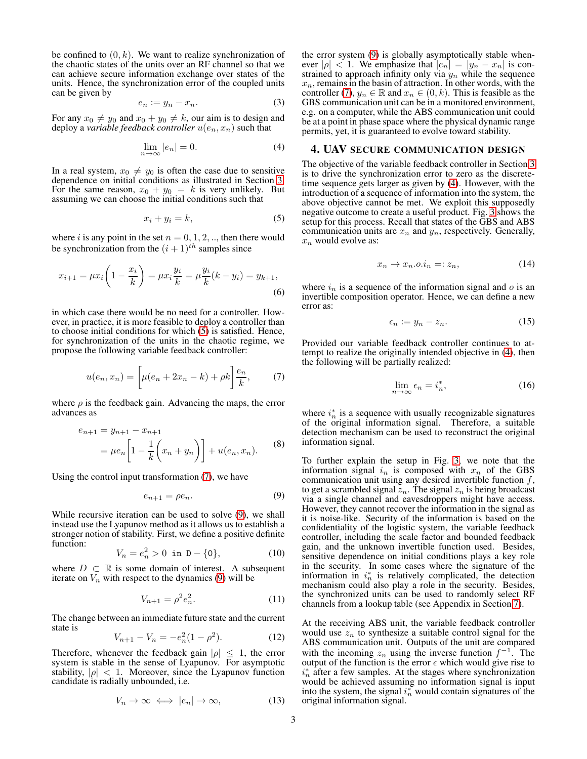be confined to $(0, k)$. We want to realize synchronization of the chaotic states of the units over an RF channel so that we can achieve secure information exchange over states of the units. Hence, the synchronization error of the coupled units can be given by

$$e_n := y_n - x_n. \tag{3}$$

For any $x_0 \neq y_0$ and $x_0 + y_0 \neq k$, our aim is to design and deploy a *variable feedback controller* $u(e_n, x_n)$ such that

$$\lim_{n\to\infty} |e_n| = 0. \tag{4}$$

In a real system, $x_0 \neq y_0$ is often the case due to sensitive dependence on initial conditions as illustrated in Section 3. For the same reason, $x_0 + y_0 = k$ is very unlikely. But assuming we can choose the initial conditions such that

$$x_i + y_i = k, \tag{5}$$

where $i$ is any point in the set $n = 0, 1, 2, ..$, then there would be synchronization from the $(i+1)^{th}$ samples since

$$x_{i+1} = \mu x_i\left(1 - \frac{x_i}{k}\right) = \mu x_i \frac{y_i}{k} = \mu \frac{y_i}{k}(k - y_i) = y_{k+1}, \tag{6}$$

in which case there would be no need for a controller. However, in practice, it is more feasible to deploy a controller than to choose initial conditions for which (5) is satisfied. Hence, for synchronization of the units in the chaotic regime, we propose the following variable feedback controller:

$$u(e_n, x_n) = \left[\mu(e_n + 2x_n - k) + \rho k\right]\frac{e_n}{k}, \tag{7}$$

where $\rho$ is the feedback gain. Advancing the maps, the error advances as

$$\begin{aligned} e_{n+1} &= y_{n+1} - x_{n+1} \\ &= \mu e_n\left[1 - \frac{1}{k}\left(x_n + y_n\right)\right] + u(e_n, x_n). \end{aligned} \tag{8}$$

Using the control input transformation (7), we have

$$e_{n+1} = \rho e_n. \tag{9}$$

While recursive iteration can be used to solve (9), we shall instead use the Lyapunov method as it allows us to establish a stronger notion of stability. First, we define a positive definite function:

$$V_n = e_n^2 > 0 \texttt{ in D} - \{\texttt{0}\}, \tag{10}$$

where $D \subset \mathbb{R}$ is some domain of interest. A subsequent iterate on $V_n$ with respect to the dynamics (9) will be

$$V_{n+1} = \rho^2 e_n^2. \tag{11}$$

The change between an immediate future state and the current state is

$$V_{n+1} - V_n = -e_n^2(1 - \rho^2). \tag{12}$$

Therefore, whenever the feedback gain $|\rho| \leq 1$, the error system is stable in the sense of Lyapunov. For asymptotic stability, $|\rho| < 1$. Moreover, since the Lyapunov function candidate is radially unbounded, i.e.

$$V_n \to \infty \iff |e_n| \to \infty, \tag{13}$$

the error system (9) is globally asymptotically stable whenever $|\rho| < 1$. We emphasize that $|e_n| = |y_n - x_n|$ is constrained to approach infinity only via $y_n$ while the sequence $x_n$, remains in the basin of attraction. In other words, with the controller (7), $y_n \in \mathbb{R}$ and $x_n \in (0, k)$. This is feasible as the GBS communication unit can be in a monitored environment, e.g. on a computer, while the ABS communication unit could be at a point in phase space where the physical dynamic range permits, yet, it is guaranteed to evolve toward stability.

## 4. UAV SECURE COMMUNICATION DESIGN

The objective of the variable feedback controller in Section 3 is to drive the synchronization error to zero as the discrete-time sequence gets larger as given by (4). However, with the introduction of a sequence of information into the system, the above objective cannot be met. We exploit this supposedly negative outcome to create a useful product. Fig. 3 shows the setup for this process. Recall that states of the GBS and ABS communication units are $x_n$ and $y_n$, respectively. Generally, $x_n$ would evolve as:

$$x_n \to x_n.o.i_n =: z_n, \tag{14}$$

where $i_n$ is a sequence of the information signal and $o$ is an invertible composition operator. Hence, we can define a new error as:

$$\epsilon_n := y_n - z_n. \tag{15}$$

Provided our variable feedback controller continues to attempt to realize the originally intended objective in (4), then the following will be partially realized:

$$\lim_{n\to\infty} \epsilon_n = i_n^*, \tag{16}$$

where $i_n^*$ is a sequence with usually recognizable signatures of the original information signal. Therefore, a suitable detection mechanism can be used to reconstruct the original information signal.

To further explain the setup in Fig. 3, we note that the information signal $i_n$ is composed with $x_n$ of the GBS communication unit using any desired invertible function $f$, to get a scrambled signal $z_n$. The signal $z_n$ is being broadcast via a single channel and eavesdroppers might have access. However, they cannot recover the information in the signal as it is noise-like. Security of the information is based on the confidentiality of the logistic system, the variable feedback controller, including the scale factor and bounded feedback gain, and the unknown invertible function used. Besides, sensitive dependence on initial conditions plays a key role in the security. In some cases where the signature of the information in $i_n^*$ is relatively complicated, the detection mechanism could also play a role in the security. Besides, the synchronized units can be used to randomly select RF channels from a lookup table (see Appendix in Section 7).

At the receiving ABS unit, the variable feedback controller would use $z_n$ to synthesize a suitable control signal for the ABS communication unit. Outputs of the unit are compared with the incoming $z_n$ using the inverse function $f^{-1}$. The output of the function is the error $\epsilon$ which would give rise to $i_n^*$ after a few samples. At the stages where synchronization would be achieved assuming no information signal is input into the system, the signal $i_n^*$ would contain signatures of the original information signal.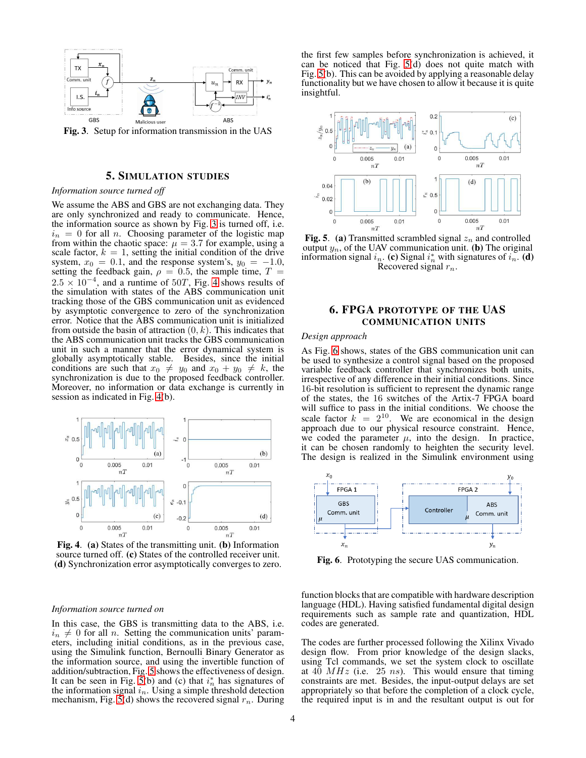TX

Comm. unit

$x_n$

$f$

$z_n$

I.S.

$i_n$

Info source

GBS

Malicious user

Comm. unit

$u_n$

RX

$y_n$

INV

$i_n^*$

$f^{-1}$

ABS

**Fig. 3**. Setup for information transmission in the UAS

## 5. SIMULATION STUDIES

*Information source turned off*

We assume the ABS and GBS are not exchanging data. They are only synchronized and ready to communicate. Hence, the information source as shown by Fig. 3 is turned off, i.e. $i_n = 0$ for all $n$. Choosing parameter of the logistic map from within the chaotic space: $\mu = 3.7$ for example, using a scale factor, $k = 1$, setting the initial condition of the drive system, $x_0 = 0.1$, and the response system's, $y_0 = -1.0$, setting the feedback gain, $\rho = 0.5$, the sample time, $T = 2.5 \times 10^{-4}$, and a runtime of $50T$, Fig. 4 shows results of the simulation with states of the ABS communication unit tracking those of the GBS communication unit as evidenced by asymptotic convergence to zero of the synchronization error. Notice that the ABS communication unit is initialized from outside the basin of attraction $(0, k)$. This indicates that the ABS communication unit tracks the GBS communication unit in such a manner that the error dynamical system is globally asymptotically stable. Besides, since the initial conditions are such that $x_0 \neq y_0$ and $x_0 + y_0 \neq k$, the synchronization is due to the proposed feedback controller. Moreover, no information or data exchange is currently in session as indicated in Fig. 4(b).

1
$x_n$ 0.5
0
0 0.005 0.01
$nT$
(a)

1
$i_n$ 0
-1
0 0.005 0.01
$nT$
(b)

1
$y_n$ 0.5
0
0 0.005 0.01
$nT$
(c)

0
$e_n$ -0.1
-0.2
0 0.005 0.01
$nT$
(d)

**Fig. 4**. **(a)** States of the transmitting unit. **(b)** Information source turned off. **(c)** States of the controlled receiver unit. **(d)** Synchronization error asymptotically converges to zero.

*Information source turned on*

In this case, the GBS is transmitting data to the ABS, i.e. $i_n \neq 0$ for all $n$. Setting the communication units' parameters, including initial conditions, as in the previous case, using the Simulink function, Bernoulli Binary Generator as the information source, and using the invertible function of addition/subtraction, Fig. 5 shows the effectiveness of design. It can be seen in Fig. 5(b) and (c) that $i_n^*$ has signatures of the information signal $i_n$. Using a simple threshold detection mechanism, Fig. 5(d) shows the recovered signal $r_n$. During the first few samples before synchronization is achieved, it can be noticed that Fig. 5(d) does not quite match with Fig. 5(b). This can be avoided by applying a reasonable delay functionality but we have chosen to allow it because it is quite insightful.

1
$z_n/y_n$ 0.5
0
$z_n$ $y_n$
0 0.005 0.01
$nT$
(a)

0.2
$i_n^*$ 0.1
0
0 0.005 0.01
$nT$
(c)

0.04
$i_n$ 0.02
0
0 0.005 0.01
$nT$
(b)

1
$r_n$ 0.5
0
0 0.005 0.01
$nT$
(d)

**Fig. 5**. **(a)** Transmitted scrambled signal $z_n$ and controlled output $y_n$, of the UAV communication unit. **(b)** The original information signal $i_n$. **(c)** Signal $i_n^*$ with signatures of $i_n$. **(d)** Recovered signal $r_n$.

## 6. FPGA PROTOTYPE OF THE UAS COMMUNICATION UNITS

*Design approach*

As Fig. 6 shows, states of the GBS communication unit can be used to synthesize a control signal based on the proposed variable feedback controller that synchronizes both units, irrespective of any difference in their initial conditions. Since 16-bit resolution is sufficient to represent the dynamic range of the states, the 16 switches of the Artix-7 FPGA board will suffice to pass in the initial conditions. We choose the scale factor $k = 2^{10}$. We are economical in the design approach due to our physical resource constraint. Hence, we coded the parameter $\mu$, into the design. In practice, it can be chosen randomly to heighten the security level. The design is realized in the Simulink environment using function blocks that are compatible with hardware description language (HDL). Having satisfied fundamental digital design requirements such as sample rate and quantization, HDL codes are generated.

$x_0$

FPGA 1

GBS
Comm. unit

$\mu$

$x_n$

$y_0$

FPGA 2

Controller

ABS
Comm. unit

$\mu$

$y_n$

**Fig. 6**. Prototyping the secure UAS communication.

The codes are further processed following the Xilinx Vivado design flow. From prior knowledge of the design slacks, using Tcl commands, we set the system clock to oscillate at 40 $MHz$ (i.e. 25 $ns$). This would ensure that timing constraints are met. Besides, the input-output delays are set appropriately so that before the completion of a clock cycle, the required input is in and the resultant output is out for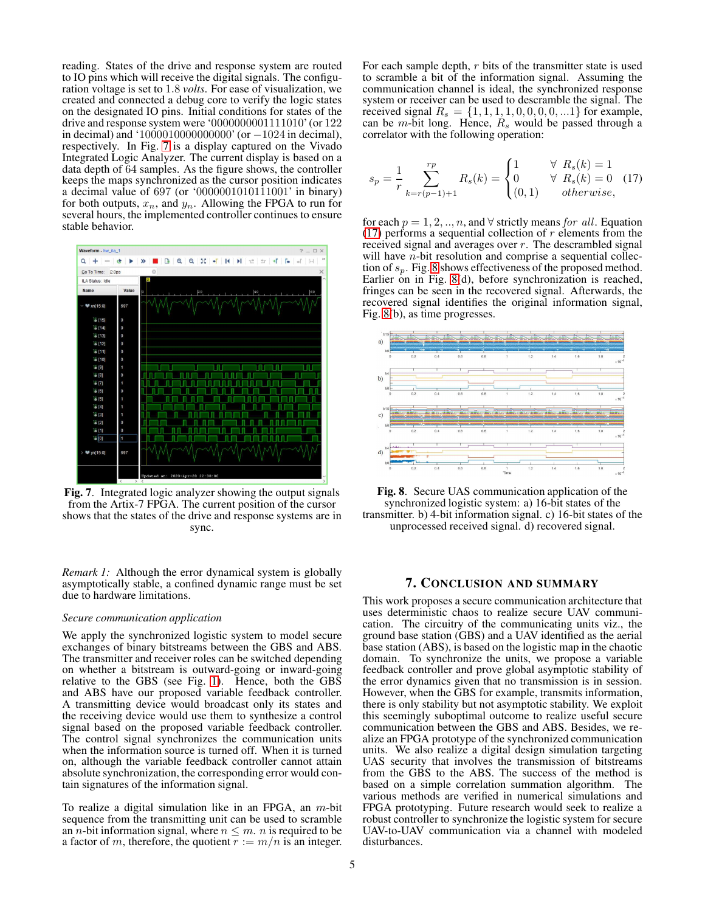reading. States of the drive and response system are routed to IO pins which will receive the digital signals. The configuration voltage is set to 1.8 *volts*. For ease of visualization, we created and connected a debug core to verify the logic states on the designated IO pins. Initial conditions for states of the drive and response system were '0000000001111010' (or 122 in decimal) and '1000010000000000' (or $-1024$ in decimal), respectively. In Fig. 7 is a display captured on the Vivado Integrated Logic Analyzer. The current display is based on a data depth of 64 samples. As the figure shows, the controller keeps the maps synchronized as the cursor position indicates a decimal value of 697 (or '0000001010111001' in binary) for both outputs, $x_n$, and $y_n$. Allowing the FPGA to run for several hours, the implemented controller continues to ensure stable behavior.

**Fig. 7**. Integrated logic analyzer showing the output signals from the Artix-7 FPGA. The current position of the cursor shows that the states of the drive and response systems are in sync.

*Remark 1:* Although the error dynamical system is globally asymptotically stable, a confined dynamic range must be set due to hardware limitations.

*Secure communication application*

We apply the synchronized logistic system to model secure exchanges of binary bitstreams between the GBS and ABS. The transmitter and receiver roles can be switched depending on whether a bitstream is outward-going or inward-going relative to the GBS (see Fig. 1). Hence, both the GBS and ABS have our proposed variable feedback controller. A transmitting device would broadcast only its states and the receiving device would use them to synthesize a control signal based on the proposed variable feedback controller. The control signal synchronizes the communication units when the information source is turned off. When it is turned on, although the variable feedback controller cannot attain absolute synchronization, the corresponding error would contain signatures of the information signal.

To realize a digital simulation like in an FPGA, an $m$-bit sequence from the transmitting unit can be used to scramble an $n$-bit information signal, where $n \leq m$. $n$ is required to be a factor of $m$, therefore, the quotient $r := m/n$ is an integer. For each sample depth, $r$ bits of the transmitter state is used to scramble a bit of the information signal. Assuming the communication channel is ideal, the synchronized response system or receiver can be used to descramble the signal. The received signal $R_s = \{1, 1, 1, 1, 0, 0, 0, 0, ...1\}$ for example, can be $m$-bit long. Hence, $R_s$ would be passed through a correlator with the following operation:

$$s_p = \frac{1}{r}\sum_{k=r(p-1)+1}^{rp} R_s(k) = \begin{cases} 1 & \forall\ R_s(k) = 1 \\ 0 & \forall\ R_s(k) = 0 \\ (0,1) & otherwise, \end{cases} \quad (17)$$

for each $p = 1, 2, .., n$, and $\forall$ strictly means *for all*. Equation (17) performs a sequential collection of $r$ elements from the received signal and averages over $r$. The descrambled signal will have $n$-bit resolution and comprise a sequential collection of $s_p$. Fig. 8 shows effectiveness of the proposed method. Earlier on in Fig. 8(d), before synchronization is reached, fringes can be seen in the recovered signal. Afterwards, the recovered signal identifies the original information signal, Fig. 8(b), as time progresses.

**Fig. 8**. Secure UAS communication application of the synchronized logistic system: a) 16-bit states of the transmitter. b) 4-bit information signal. c) 16-bit states of the unprocessed received signal. d) recovered signal.

## 7. CONCLUSION AND SUMMARY

This work proposes a secure communication architecture that uses deterministic chaos to realize secure UAV communication. The circuitry of the communicating units viz., the ground base station (GBS) and a UAV identified as the aerial base station (ABS), is based on the logistic map in the chaotic domain. To synchronize the units, we propose a variable feedback controller and prove global asymptotic stability of the error dynamics given that no transmission is in session. However, when the GBS for example, transmits information, there is only stability but not asymptotic stability. We exploit this seemingly suboptimal outcome to realize useful secure communication between the GBS and ABS. Besides, we realize an FPGA prototype of the synchronized communication units. We also realize a digital design simulation targeting UAS security that involves the transmission of bitstreams from the GBS to the ABS. The success of the method is based on a simple correlation summation algorithm. The various methods are verified in numerical simulations and FPGA prototyping. Future research would seek to realize a robust controller to synchronize the logistic system for secure UAV-to-UAV communication via a channel with modeled disturbances.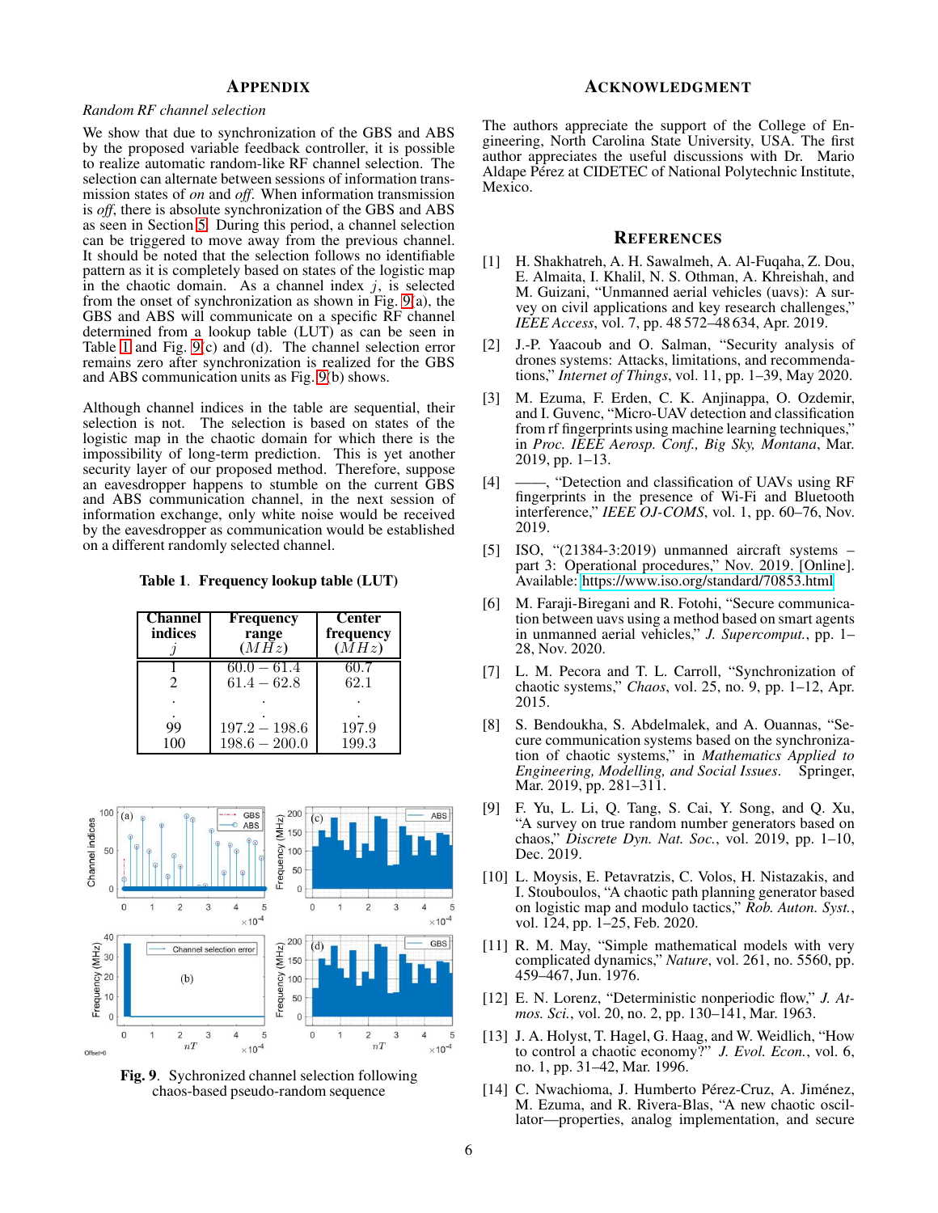## Appendix

*Random RF channel selection*

We show that due to synchronization of the GBS and ABS by the proposed variable feedback controller, it is possible to realize automatic random-like RF channel selection. The selection can alternate between sessions of information transmission states of *on* and *off*. When information transmission is *off*, there is absolute synchronization of the GBS and ABS as seen in Section 5. During this period, a channel selection can be triggered to move away from the previous channel. It should be noted that the selection follows no identifiable pattern as it is completely based on states of the logistic map in the chaotic domain. As a channel index $j$, is selected from the onset of synchronization as shown in Fig. 9(a), the GBS and ABS will communicate on a specific RF channel determined from a lookup table (LUT) as can be seen in Table 1 and Fig. 9(c) and (d). The channel selection error remains zero after synchronization is realized for the GBS and ABS communication units as Fig. 9(b) shows.

Although channel indices in the table are sequential, their selection is not. The selection is based on states of the logistic map in the chaotic domain for which there is the impossibility of long-term prediction. This is yet another security layer of our proposed method. Therefore, suppose an eavesdropper happens to stumble on the current GBS and ABS communication channel, in the next session of information exchange, only white noise would be received by the eavesdropper as communication would be established on a different randomly selected channel.

**Table 1**. **Frequency lookup table (LUT)**

| Channel indices $j$ | Frequency range $(MHz)$ | Center frequency $(MHz)$ |
|---|---|---|
| 1 | $60.0 - 61.4$ | 60.7 |
| 2 | $61.4 - 62.8$ | 62.1 |
| . | . | . |
| . | . | . |
| 99 | $197.2 - 198.6$ | 197.9 |
| 100 | $198.6 - 200.0$ | 199.3 |

(a) Channel indices; GBS; ABS; $\times 10^{-4}$
(b) Frequency (MHz); Channel selection error; $nT$; $\times 10^{-4}$; Offset=0
(c) Frequency (MHz); ABS; $\times 10^{-4}$
(d) Frequency (MHz); GBS; $nT$; $\times 10^{-4}$

**Fig. 9**. Sychronized channel selection following chaos-based pseudo-random sequence

## Acknowledgment

The authors appreciate the support of the College of Engineering, North Carolina State University, USA. The first author appreciates the useful discussions with Dr. Mario Aldape Pérez at CIDETEC of National Polytechnic Institute, Mexico.

## References

[1] H. Shakhatreh, A. H. Sawalmeh, A. Al-Fuqaha, Z. Dou, E. Almaita, I. Khalil, N. S. Othman, A. Khreishah, and M. Guizani, "Unmanned aerial vehicles (uavs): A survey on civil applications and key research challenges," *IEEE Access*, vol. 7, pp. 48 572–48 634, Apr. 2019.

[2] J.-P. Yaacoub and O. Salman, "Security analysis of drones systems: Attacks, limitations, and recommendations," *Internet of Things*, vol. 11, pp. 1–39, May 2020.

[3] M. Ezuma, F. Erden, C. K. Anjinappa, O. Ozdemir, and I. Guvenc, "Micro-UAV detection and classification from rf fingerprints using machine learning techniques," in *Proc. IEEE Aerosp. Conf., Big Sky, Montana*, Mar. 2019, pp. 1–13.

[4] ——, "Detection and classification of UAVs using RF fingerprints in the presence of Wi-Fi and Bluetooth interference," *IEEE OJ-COMS*, vol. 1, pp. 60–76, Nov. 2019.

[5] ISO, "(21384-3:2019) unmanned aircraft systems – part 3: Operational procedures," Nov. 2019. [Online]. Available: https://www.iso.org/standard/70853.html

[6] M. Faraji-Biregani and R. Fotohi, "Secure communication between uavs using a method based on smart agents in unmanned aerial vehicles," *J. Supercomput.*, pp. 1–28, Nov. 2020.

[7] L. M. Pecora and T. L. Carroll, "Synchronization of chaotic systems," *Chaos*, vol. 25, no. 9, pp. 1–12, Apr. 2015.

[8] S. Bendoukha, S. Abdelmalek, and A. Ouannas, "Secure communication systems based on the synchronization of chaotic systems," in *Mathematics Applied to Engineering, Modelling, and Social Issues*. Springer, Mar. 2019, pp. 281–311.

[9] F. Yu, L. Li, Q. Tang, S. Cai, Y. Song, and Q. Xu, "A survey on true random number generators based on chaos," *Discrete Dyn. Nat. Soc.*, vol. 2019, pp. 1–10, Dec. 2019.

[10] L. Moysis, E. Petavratzis, C. Volos, H. Nistazakis, and I. Stouboulos, "A chaotic path planning generator based on logistic map and modulo tactics," *Rob. Auton. Syst.*, vol. 124, pp. 1–25, Feb. 2020.

[11] R. M. May, "Simple mathematical models with very complicated dynamics," *Nature*, vol. 261, no. 5560, pp. 459–467, Jun. 1976.

[12] E. N. Lorenz, "Deterministic nonperiodic flow," *J. Atmos. Sci.*, vol. 20, no. 2, pp. 130–141, Mar. 1963.

[13] J. A. Holyst, T. Hagel, G. Haag, and W. Weidlich, "How to control a chaotic economy?" *J. Evol. Econ.*, vol. 6, no. 1, pp. 31–42, Mar. 1996.

[14] C. Nwachioma, J. Humberto Pérez-Cruz, A. Jiménez, M. Ezuma, and R. Rivera-Blas, "A new chaotic oscillator—properties, analog implementation, and secure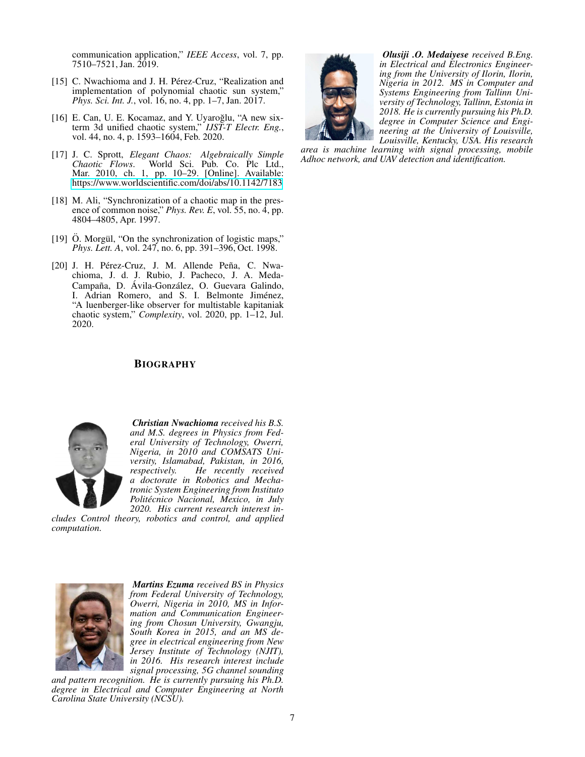communication application," *IEEE Access*, vol. 7, pp. 7510–7521, Jan. 2019.

[15] C. Nwachioma and J. H. Pérez-Cruz, "Realization and implementation of polynomial chaotic sun system," *Phys. Sci. Int. J.*, vol. 16, no. 4, pp. 1–7, Jan. 2017.

[16] E. Can, U. E. Kocamaz, and Y. Uyaroğlu, "A new six-term 3d unified chaotic system," *IJST-T Electr. Eng.*, vol. 44, no. 4, p. 1593–1604, Feb. 2020.

[17] J. C. Sprott, *Elegant Chaos: Algebraically Simple Chaotic Flows*. World Sci. Pub. Co. Plc Ltd., Mar. 2010, ch. 1, pp. 10–29. [Online]. Available: https://www.worldscientific.com/doi/abs/10.1142/7183

[18] M. Ali, "Synchronization of a chaotic map in the presence of common noise," *Phys. Rev. E*, vol. 55, no. 4, pp. 4804–4805, Apr. 1997.

[19] Ö. Morgül, "On the synchronization of logistic maps," *Phys. Lett. A*, vol. 247, no. 6, pp. 391–396, Oct. 1998.

[20] J. H. Pérez-Cruz, J. M. Allende Peña, C. Nwachioma, J. d. J. Rubio, J. Pacheco, J. A. Meda-Campaña, D. Ávila-González, O. Guevara Galindo, I. Adrian Romero, and S. I. Belmonte Jiménez, "A luenberger-like observer for multistable kapitaniak chaotic system," *Complexity*, vol. 2020, pp. 1–12, Jul. 2020.

## BIOGRAPHY

***Christian Nwachioma*** *received his B.S. and M.S. degrees in Physics from Federal University of Technology, Owerri, Nigeria, in 2010 and COMSATS University, Islamabad, Pakistan, in 2016, respectively. He recently received a doctorate in Robotics and Mechatronic System Engineering from Instituto Politécnico Nacional, Mexico, in July 2020. His current research interest includes Control theory, robotics and control, and applied computation.*

***Martins Ezuma*** *received BS in Physics from Federal University of Technology, Owerri, Nigeria in 2010, MS in Information and Communication Engineering from Chosun University, Gwangju, South Korea in 2015, and an MS degree in electrical engineering from New Jersey Institute of Technology (NJIT), in 2016. His research interest include signal processing, 5G channel sounding and pattern recognition. He is currently pursuing his Ph.D. degree in Electrical and Computer Engineering at North Carolina State University (NCSU).*

***Olusiji .O. Medaiyese*** *received B.Eng. in Electrical and Electronics Engineering from the University of Ilorin, Ilorin, Nigeria in 2012. MS in Computer and Systems Engineering from Tallinn University of Technology, Tallinn, Estonia in 2018. He is currently pursuing his Ph.D. degree in Computer Science and Engineering at the University of Louisville, Louisville, Kentucky, USA. His research area is machine learning with signal processing, mobile Adhoc network, and UAV detection and identification.*